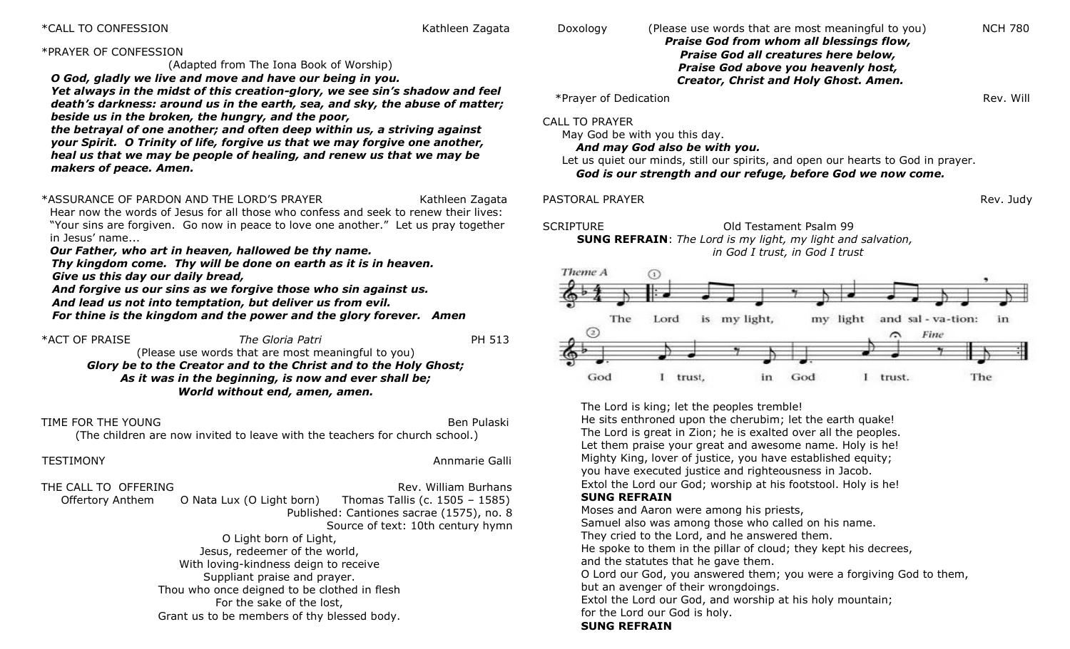*CALL TO CONFESSION Kathleen Zagata

*PRAYER OF CONFESSION

(Adapted from The Iona Book of Worship)

***O God, gladly we live and move and have our being in you. Yet always in the midst of this creation-glory, we see sin's shadow and feel death's darkness: around us in the earth, sea, and sky, the abuse of matter; beside us in the broken, the hungry, and the poor, the betrayal of one another; and often deep within us, a striving against your Spirit. O Trinity of life, forgive us that we may forgive one another, heal us that we may be people of healing, and renew us that we may be makers of peace. Amen.***

*ASSURANCE OF PARDON AND THE LORD'S PRAYER Kathleen Zagata

Hear now the words of Jesus for all those who confess and seek to renew their lives: "Your sins are forgiven. Go now in peace to love one another." Let us pray together in Jesus' name...

***Our Father, who art in heaven, hallowed be thy name.***
***Thy kingdom come. Thy will be done on earth as it is in heaven.***
***Give us this day our daily bread,***
***And forgive us our sins as we forgive those who sin against us.***
***And lead us not into temptation, but deliver us from evil.***
***For thine is the kingdom and the power and the glory forever. Amen***

*ACT OF PRAISE *The Gloria Patri* PH 513

(Please use words that are most meaningful to you)

***Glory be to the Creator and to the Christ and to the Holy Ghost;***
***As it was in the beginning, is now and ever shall be;***
***World without end, amen, amen.***

TIME FOR THE YOUNG Ben Pulaski

(The children are now invited to leave with the teachers for church school.)

TESTIMONY Annmarie Galli

THE CALL TO OFFERING Rev. William Burhans

Offertory Anthem O Nata Lux (O Light born) Thomas Tallis (c. 1505 – 1585)
Published: Cantiones sacrae (1575), no. 8
Source of text: 10th century hymn

O Light born of Light,
Jesus, redeemer of the world,
With loving-kindness deign to receive
Suppliant praise and prayer.
Thou who once deigned to be clothed in flesh
For the sake of the lost,
Grant us to be members of thy blessed body.

Doxology (Please use words that are most meaningful to you) NCH 780

***Praise God from whom all blessings flow,***
***Praise God all creatures here below,***
***Praise God above you heavenly host,***
***Creator, Christ and Holy Ghost. Amen.***

*Prayer of Dedication Rev. Will

CALL TO PRAYER

May God be with you this day.
***And may God also be with you.***
Let us quiet our minds, still our spirits, and open our hearts to God in prayer.
***God is our strength and our refuge, before God we now come.***

PASTORAL PRAYER Rev. Judy

SCRIPTURE Old Testament Psalm 99

**SUNG REFRAIN**: *The Lord is my light, my light and salvation, in God I trust, in God I trust*

Theme A

The Lord is my light, my light and sal-va-tion: in God I trust, in God I trust. The

The Lord is king; let the peoples tremble!
He sits enthroned upon the cherubim; let the earth quake!
The Lord is great in Zion; he is exalted over all the peoples.
Let them praise your great and awesome name. Holy is he!
Mighty King, lover of justice, you have established equity;
you have executed justice and righteousness in Jacob.
Extol the Lord our God; worship at his footstool. Holy is he!

**SUNG REFRAIN**

Moses and Aaron were among his priests,
Samuel also was among those who called on his name.
They cried to the Lord, and he answered them.
He spoke to them in the pillar of cloud; they kept his decrees,
and the statutes that he gave them.
O Lord our God, you answered them; you were a forgiving God to them,
but an avenger of their wrongdoings.
Extol the Lord our God, and worship at his holy mountain;
for the Lord our God is holy.

**SUNG REFRAIN**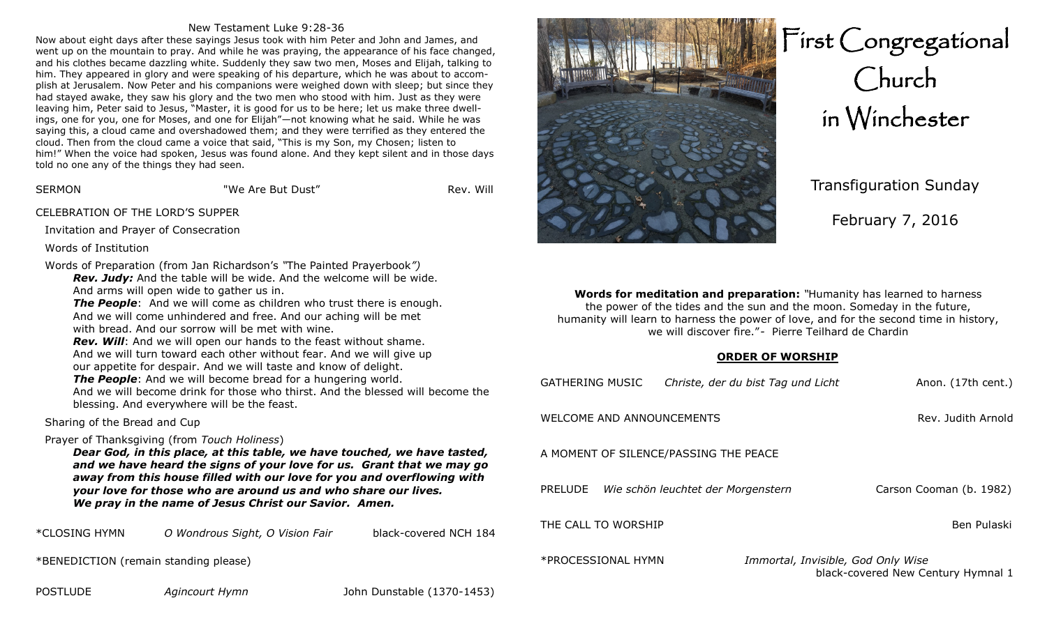New Testament Luke 9:28-36

Now about eight days after these sayings Jesus took with him Peter and John and James, and went up on the mountain to pray. And while he was praying, the appearance of his face changed, and his clothes became dazzling white. Suddenly they saw two men, Moses and Elijah, talking to him. They appeared in glory and were speaking of his departure, which he was about to accomplish at Jerusalem. Now Peter and his companions were weighed down with sleep; but since they had stayed awake, they saw his glory and the two men who stood with him. Just as they were leaving him, Peter said to Jesus, "Master, it is good for us to be here; let us make three dwellings, one for you, one for Moses, and one for Elijah"—not knowing what he said. While he was saying this, a cloud came and overshadowed them; and they were terrified as they entered the cloud. Then from the cloud came a voice that said, "This is my Son, my Chosen; listen to him!" When the voice had spoken, Jesus was found alone. And they kept silent and in those days told no one any of the things they had seen.

SERMON "We Are But Dust" Rev. Will

CELEBRATION OF THE LORD'S SUPPER

Invitation and Prayer of Consecration

Words of Institution

Words of Preparation (from Jan Richardson's *"The Painted Prayerbook")*

***Rev. Judy:*** And the table will be wide. And the welcome will be wide. And arms will open wide to gather us in.

***The People***: And we will come as children who trust there is enough. And we will come unhindered and free. And our aching will be met with bread. And our sorrow will be met with wine.

***Rev. Will***: And we will open our hands to the feast without shame. And we will turn toward each other without fear. And we will give up our appetite for despair. And we will taste and know of delight.

***The People***: And we will become bread for a hungering world. And we will become drink for those who thirst. And the blessed will become the blessing. And everywhere will be the feast.

Sharing of the Bread and Cup

Prayer of Thanksgiving (from *Touch Holiness*)

***Dear God, in this place, at this table, we have touched, we have tasted, and we have heard the signs of your love for us. Grant that we may go away from this house filled with our love for you and overflowing with your love for those who are around us and who share our lives. We pray in the name of Jesus Christ our Savior. Amen.***

*CLOSING HYMN *O Wondrous Sight, O Vision Fair* black-covered NCH 184

*BENEDICTION (remain standing please)

POSTLUDE *Agincourt Hymn* John Dunstable (1370-1453)

# First Congregational Church in Winchester

Transfiguration Sunday

February 7, 2016

**Words for meditation and preparation:** "Humanity has learned to harness the power of the tides and the sun and the moon. Someday in the future, humanity will learn to harness the power of love, and for the second time in history, we will discover fire."- Pierre Teilhard de Chardin

**ORDER OF WORSHIP**

GATHERING MUSIC *Christe, der du bist Tag und Licht* Anon. (17th cent.)

WELCOME AND ANNOUNCEMENTS Rev. Judith Arnold

A MOMENT OF SILENCE/PASSING THE PEACE

PRELUDE *Wie schön leuchtet der Morgenstern* Carson Cooman (b. 1982)

THE CALL TO WORSHIP Ben Pulaski

*PROCESSIONAL HYMN *Immortal, Invisible, God Only Wise* black-covered New Century Hymnal 1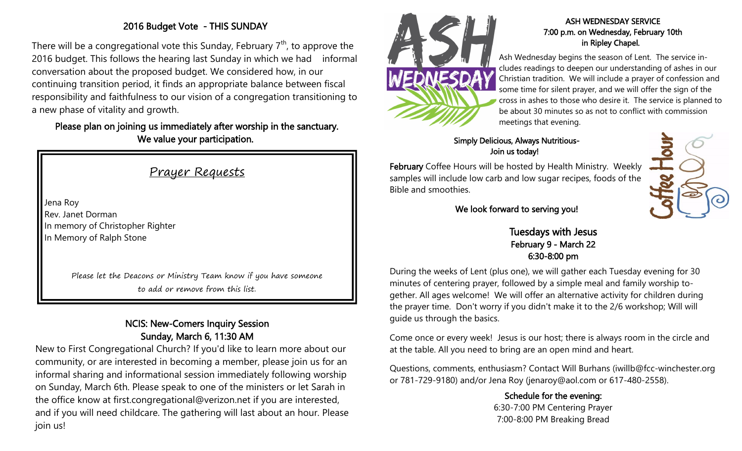## 2016 Budget Vote - THIS SUNDAY

There will be a congregational vote this Sunday, February 7th, to approve the 2016 budget. This follows the hearing last Sunday in which we had informal conversation about the proposed budget. We considered how, in our continuing transition period, it finds an appropriate balance between fiscal responsibility and faithfulness to our vision of a congregation transitioning to a new phase of vitality and growth.

**Please plan on joining us immediately after worship in the sanctuary. We value your participation.**

## Prayer Requests

Jena Roy
Rev. Janet Dorman
In memory of Christopher Righter
In Memory of Ralph Stone

*Please let the Deacons or Ministry Team know if you have someone to add or remove from this list.*

## NCIS: New-Comers Inquiry Session
### Sunday, March 6, 11:30 AM

New to First Congregational Church? If you'd like to learn more about our community, or are interested in becoming a member, please join us for an informal sharing and informational session immediately following worship on Sunday, March 6th. Please speak to one of the ministers or let Sarah in the office know at first.congregational@verizon.net if you are interested, and if you will need childcare. The gathering will last about an hour. Please join us!

## ASH WEDNESDAY SERVICE
### 7:00 p.m. on Wednesday, February 10th in Ripley Chapel.

Ash Wednesday begins the season of Lent. The service includes readings to deepen our understanding of ashes in our Christian tradition. We will include a prayer of confession and some time for silent prayer, and we will offer the sign of the cross in ashes to those who desire it. The service is planned to be about 30 minutes so as not to conflict with commission meetings that evening.

**Simply Delicious, Always Nutritious- Join us today!**

**February** Coffee Hours will be hosted by Health Ministry. Weekly samples will include low carb and low sugar recipes, foods of the Bible and smoothies.

**We look forward to serving you!**

## Tuesdays with Jesus
### February 9 - March 22
### 6:30-8:00 pm

During the weeks of Lent (plus one), we will gather each Tuesday evening for 30 minutes of centering prayer, followed by a simple meal and family worship together. All ages welcome! We will offer an alternative activity for children during the prayer time. Don't worry if you didn't make it to the 2/6 workshop; Will will guide us through the basics.

Come once or every week! Jesus is our host; there is always room in the circle and at the table. All you need to bring are an open mind and heart.

Questions, comments, enthusiasm? Contact Will Burhans (iwillb@fcc-winchester.org or 781-729-9180) and/or Jena Roy (jenaroy@aol.com or 617-480-2558).

**Schedule for the evening:**
6:30-7:00 PM Centering Prayer
7:00-8:00 PM Breaking Bread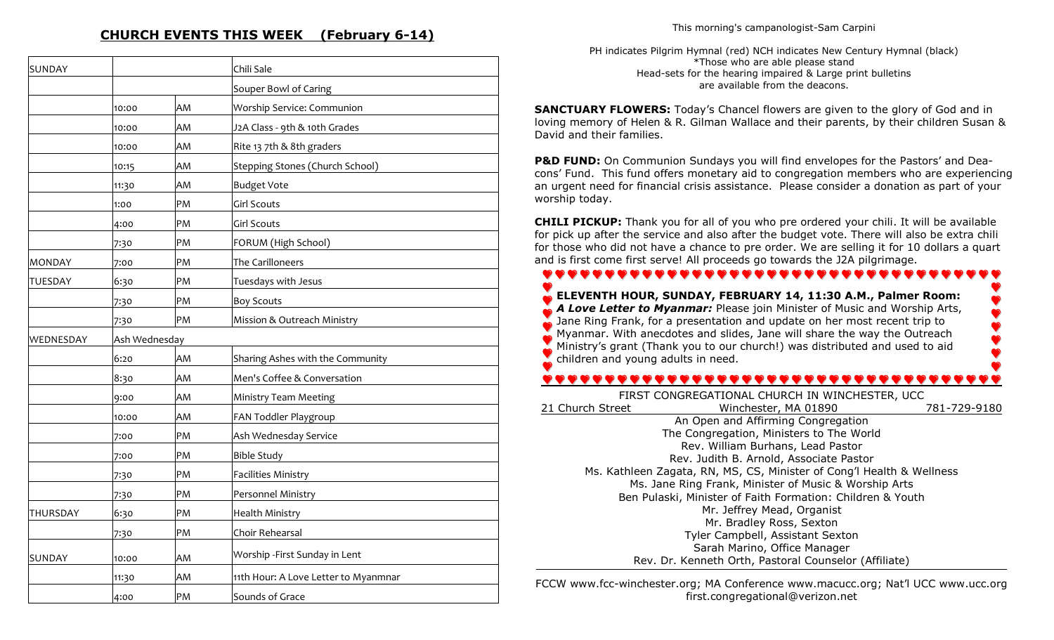## CHURCH EVENTS THIS WEEK (February 6-14)

| | | | |
|---|---|---|---|
| SUNDAY | | | Chili Sale |
| | | | Souper Bowl of Caring |
| | 10:00 | AM | Worship Service: Communion |
| | 10:00 | AM | J2A Class - 9th & 10th Grades |
| | 10:00 | AM | Rite 13 7th & 8th graders |
| | 10:15 | AM | Stepping Stones (Church School) |
| | 11:30 | AM | Budget Vote |
| | 1:00 | PM | Girl Scouts |
| | 4:00 | PM | Girl Scouts |
| | 7:30 | PM | FORUM (High School) |
| MONDAY | 7:00 | PM | The Carilloneers |
| TUESDAY | 6:30 | PM | Tuesdays with Jesus |
| | 7:30 | PM | Boy Scouts |
| | 7:30 | PM | Mission & Outreach Ministry |
| WEDNESDAY | Ash Wednesday | | |
| | 6:20 | AM | Sharing Ashes with the Community |
| | 8:30 | AM | Men's Coffee & Conversation |
| | 9:00 | AM | Ministry Team Meeting |
| | 10:00 | AM | FAN Toddler Playgroup |
| | 7:00 | PM | Ash Wednesday Service |
| | 7:00 | PM | Bible Study |
| | 7:30 | PM | Facilities Ministry |
| | 7:30 | PM | Personnel Ministry |
| THURSDAY | 6:30 | PM | Health Ministry |
| | 7:30 | PM | Choir Rehearsal |
| SUNDAY | 10:00 | AM | Worship -First Sunday in Lent |
| | 11:30 | AM | 11th Hour: A Love Letter to Myanmnar |
| | 4:00 | PM | Sounds of Grace |

This morning's campanologist-Sam Carpini

PH indicates Pilgrim Hymnal (red) NCH indicates New Century Hymnal (black)
*Those who are able please stand
Head-sets for the hearing impaired & Large print bulletins are available from the deacons.

**SANCTUARY FLOWERS:** Today's Chancel flowers are given to the glory of God and in loving memory of Helen & R. Gilman Wallace and their parents, by their children Susan & David and their families.

**P&D FUND:** On Communion Sundays you will find envelopes for the Pastors' and Deacons' Fund. This fund offers monetary aid to congregation members who are experiencing an urgent need for financial crisis assistance. Please consider a donation as part of your worship today.

**CHILI PICKUP:** Thank you for all of you who pre ordered your chili. It will be available for pick up after the service and also after the budget vote. There will also be extra chili for those who did not have a chance to pre order. We are selling it for 10 dollars a quart and is first come first serve! All proceeds go towards the J2A pilgrimage.

**ELEVENTH HOUR, SUNDAY, FEBRUARY 14, 11:30 A.M., Palmer Room:** ***A Love Letter to Myanmar:*** Please join Minister of Music and Worship Arts, Jane Ring Frank, for a presentation and update on her most recent trip to Myanmar. With anecdotes and slides, Jane will share the way the Outreach Ministry's grant (Thank you to our church!) was distributed and used to aid children and young adults in need.

FIRST CONGREGATIONAL CHURCH IN WINCHESTER, UCC
21 Church Street | Winchester, MA 01890 | 781-729-9180

An Open and Affirming Congregation
The Congregation, Ministers to The World
Rev. William Burhans, Lead Pastor
Rev. Judith B. Arnold, Associate Pastor
Ms. Kathleen Zagata, RN, MS, CS, Minister of Cong'l Health & Wellness
Ms. Jane Ring Frank, Minister of Music & Worship Arts
Ben Pulaski, Minister of Faith Formation: Children & Youth
Mr. Jeffrey Mead, Organist
Mr. Bradley Ross, Sexton
Tyler Campbell, Assistant Sexton
Sarah Marino, Office Manager
Rev. Dr. Kenneth Orth, Pastoral Counselor (Affiliate)

FCCW www.fcc-winchester.org; MA Conference www.macucc.org; Nat'l UCC www.ucc.org
first.congregational@verizon.net